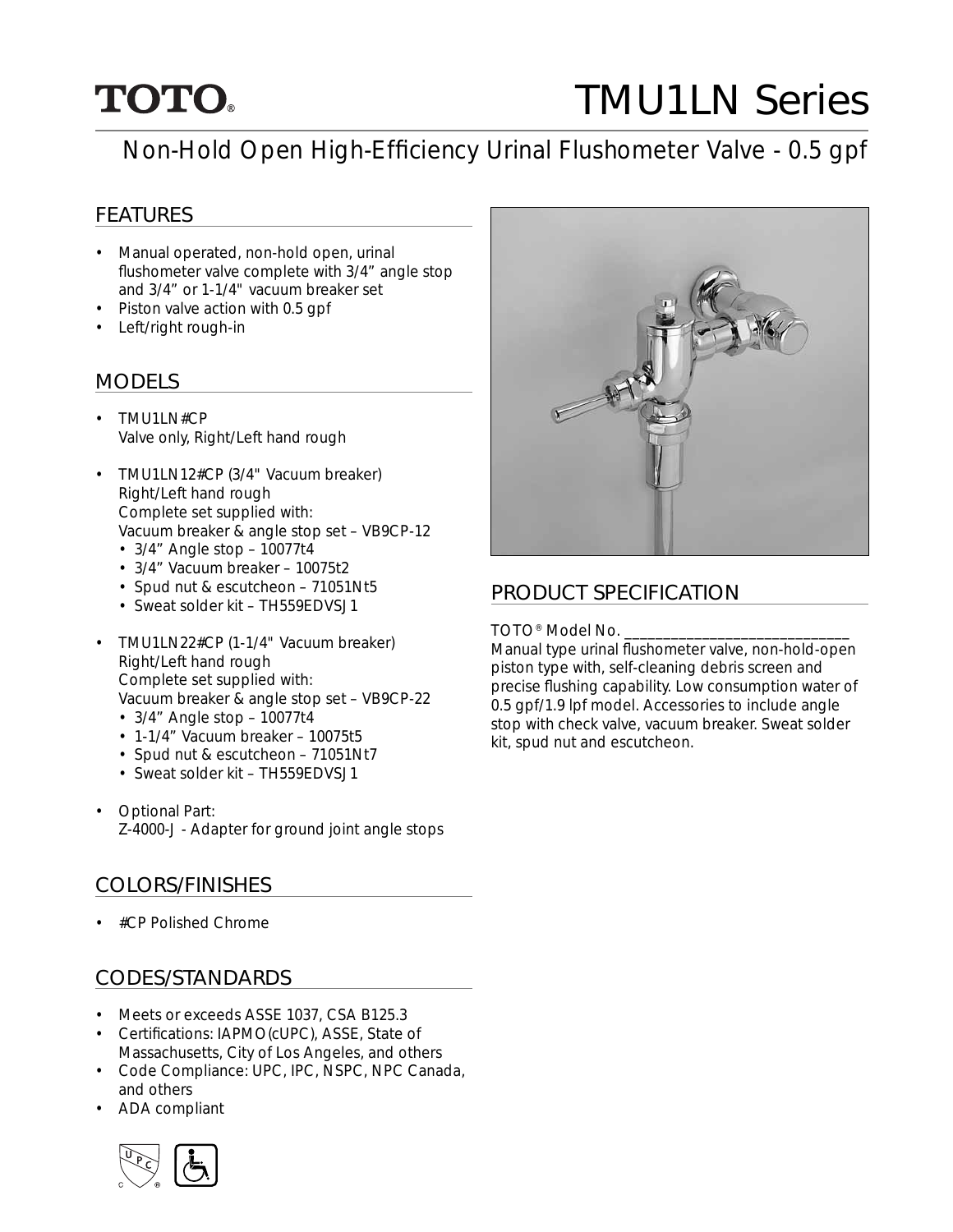# TOTO®

# TMU1LN Series

## Non-Hold Open High-Efficiency Urinal Flushometer Valve - 0.5 gpf

### FEATURES

- Manual operated, non-hold open, urinal flushometer valve complete with 3/4" angle stop and 3/4" or 1-1/4" vacuum breaker set
- Piston valve action with 0.5 gpf
- Left/right rough-in

### MODELS

- TMU1LN#CP
  Valve only, Right/Left hand rough
- TMU1LN12#CP (3/4" Vacuum breaker)
  Right/Left hand rough
  Complete set supplied with:
  Vacuum breaker & angle stop set – VB9CP-12
  - 3/4" Angle stop – 10077t4
  - 3/4" Vacuum breaker – 10075t2
  - Spud nut & escutcheon – 71051Nt5
  - Sweat solder kit – TH559EDVSJ1
- TMU1LN22#CP (1-1/4" Vacuum breaker)
  Right/Left hand rough
  Complete set supplied with:
  Vacuum breaker & angle stop set – VB9CP-22
  - 3/4" Angle stop – 10077t4
  - 1-1/4" Vacuum breaker – 10075t5
  - Spud nut & escutcheon – 71051Nt7
  - Sweat solder kit – TH559EDVSJ1
- Optional Part:
  Z-4000-J - Adapter for ground joint angle stops

### COLORS/FINISHES

- #CP Polished Chrome

### CODES/STANDARDS

- Meets or exceeds ASSE 1037, CSA B125.3
- Certifications: IAPMO(cUPC), ASSE, State of Massachusetts, City of Los Angeles, and others
- Code Compliance: UPC, IPC, NSPC, NPC Canada, and others
- ADA compliant

### PRODUCT SPECIFICATION

TOTO® Model No. ______________________________
Manual type urinal flushometer valve, non-hold-open piston type with, self-cleaning debris screen and precise flushing capability. Low consumption water of 0.5 gpf/1.9 lpf model. Accessories to include angle stop with check valve, vacuum breaker. Sweat solder kit, spud nut and escutcheon.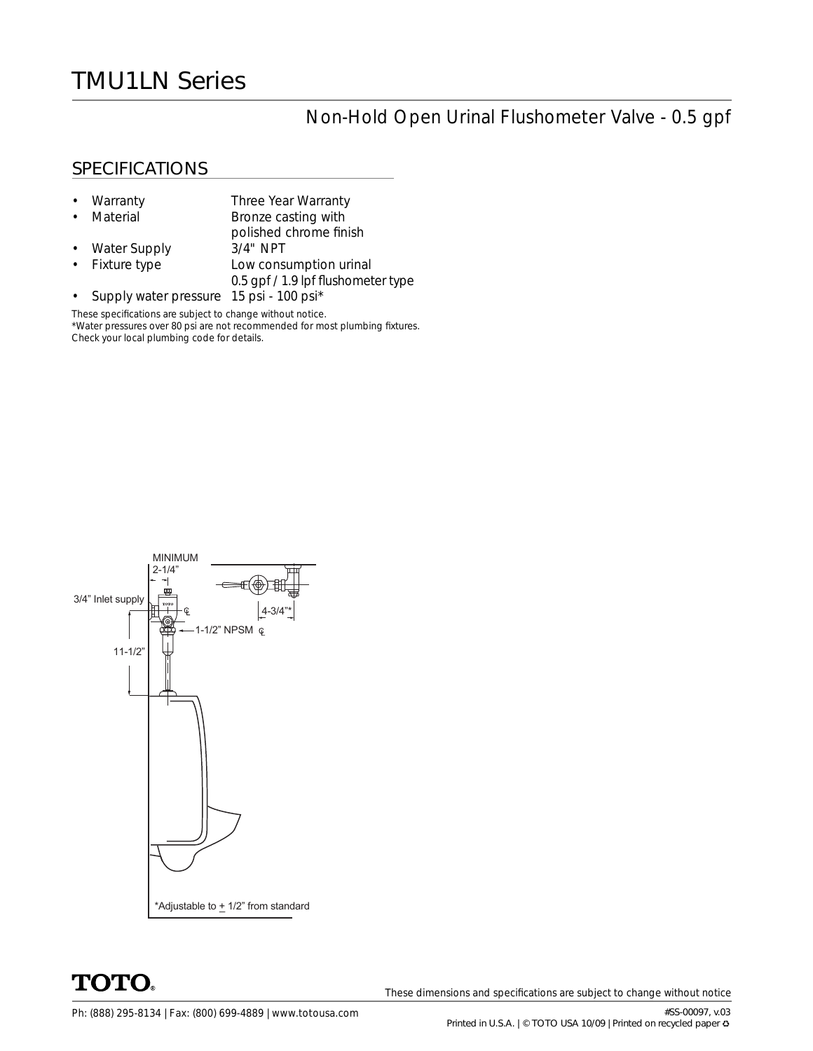# TMU1LN Series

## Non-Hold Open Urinal Flushometer Valve - 0.5 gpf

### SPECIFICATIONS

- Warranty: Three Year Warranty
- Material: Bronze casting with polished chrome finish
- Water Supply: 3/4" NPT
- Fixture type: Low consumption urinal 0.5 gpf / 1.9 lpf flushometer type
- Supply water pressure: 15 psi - 100 psi*

*These specifications are subject to change without notice.*
*\*Water pressures over 80 psi are not recommended for most plumbing fixtures. Check your local plumbing code for details.*

MINIMUM
2-1/4"
3/4" Inlet supply
4-3/4"*
1-1/2" NPSM
11-1/2"
*Adjustable to ± 1/2" from standard

These dimensions and specifications are subject to change without notice

Ph: (888) 295-8134 | Fax: (800) 699-4889 | www.totousa.com

#SS-00097, v.03
Printed in U.S.A. | © TOTO USA 10/09 | Printed on recycled paper